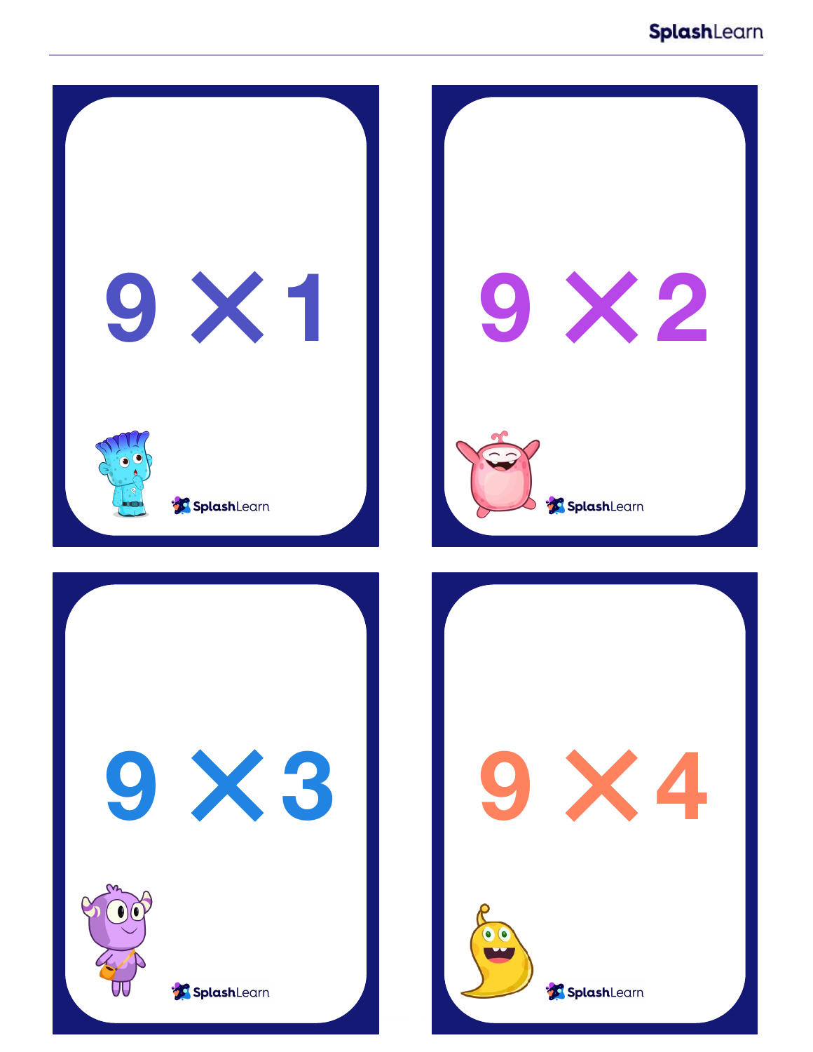$9 \times 1$

SplashLearn

$9 \times 2$

SplashLearn

$9 \times 3$

SplashLearn

$9 \times 4$

SplashLearn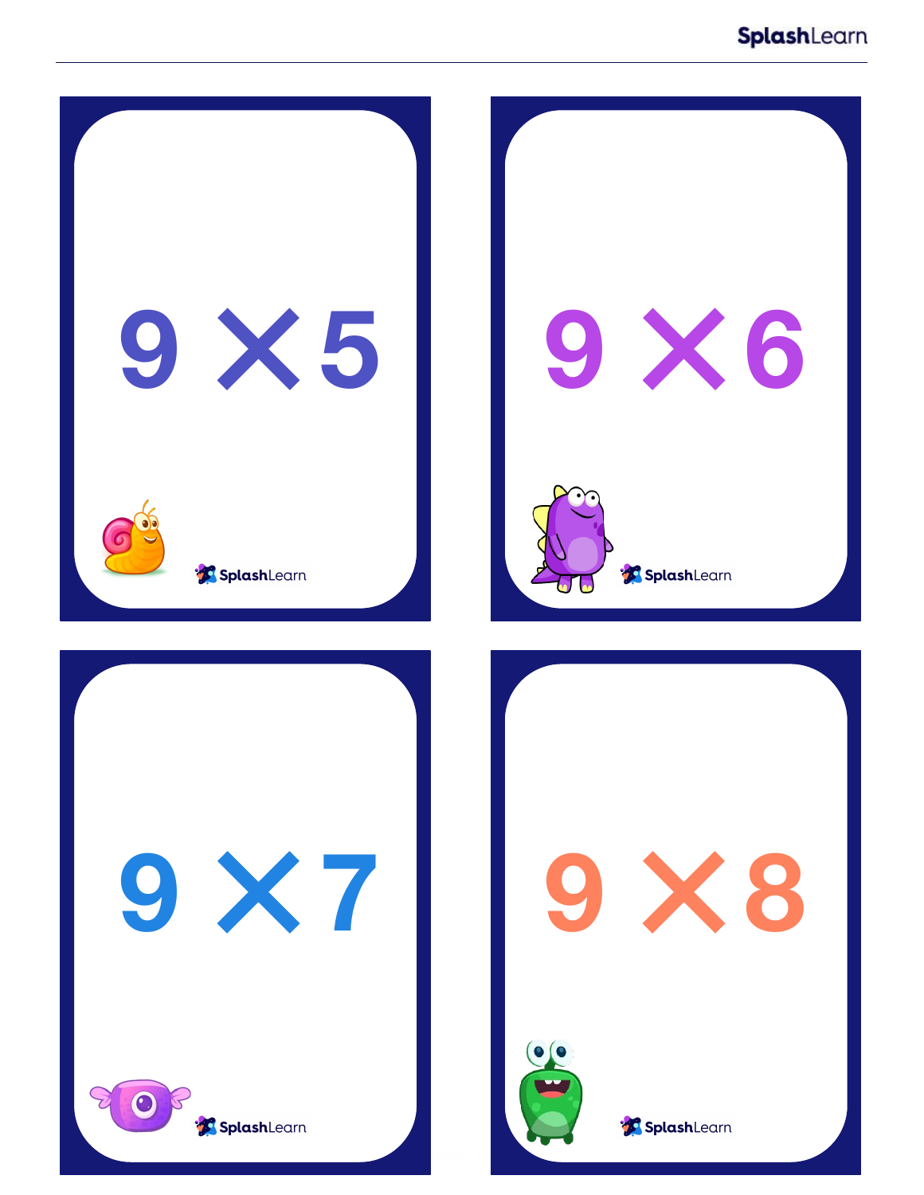$9 \times 5$

$9 \times 6$

$9 \times 7$

$9 \times 8$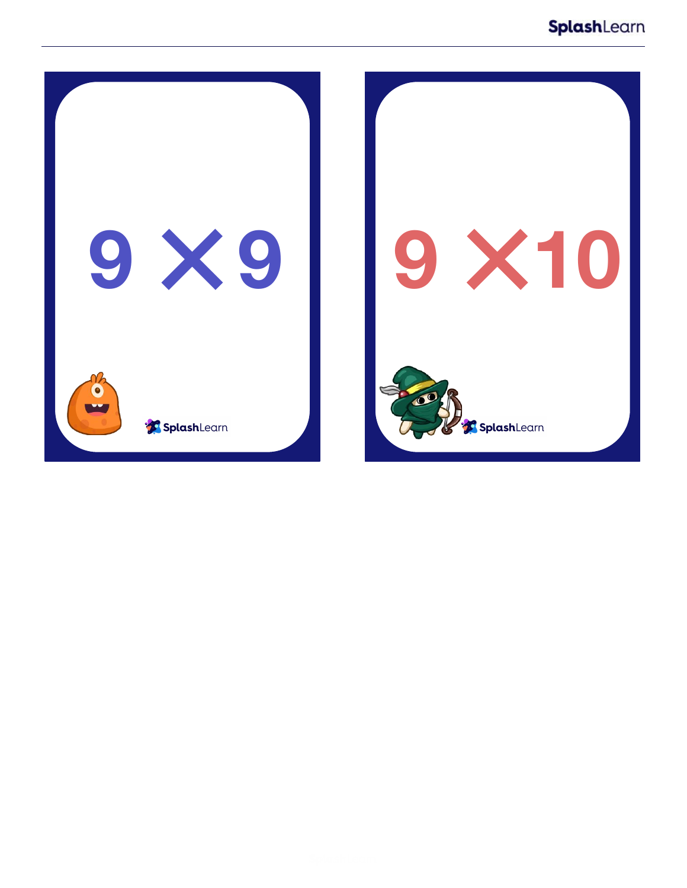$9 \times 9$

$9 \times 10$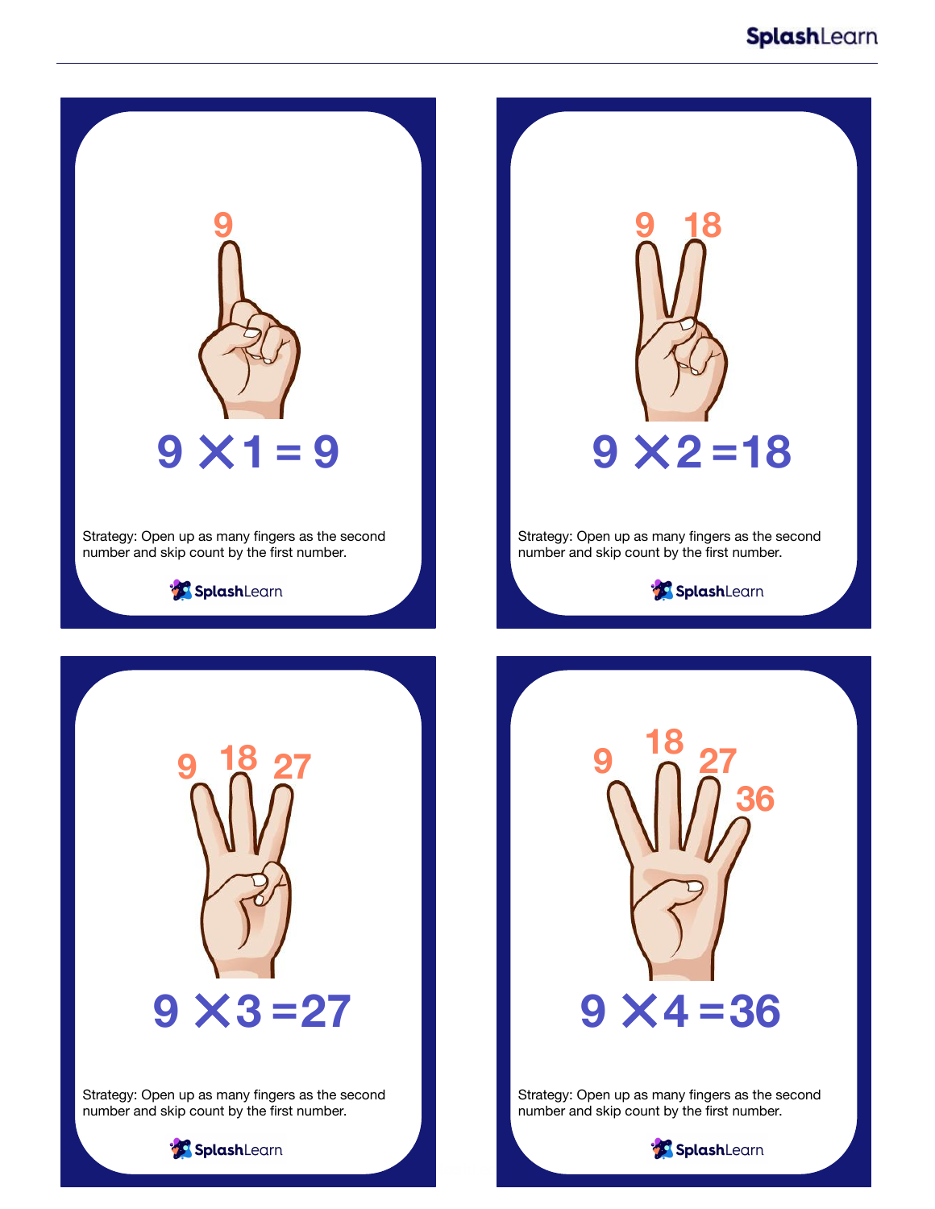9

$$9 \times 1 = 9$$

Strategy: Open up as many fingers as the second number and skip count by the first number.

9 18

$$9 \times 2 = 18$$

Strategy: Open up as many fingers as the second number and skip count by the first number.

9 18 27

$$9 \times 3 = 27$$

Strategy: Open up as many fingers as the second number and skip count by the first number.

9 18 27 36

$$9 \times 4 = 36$$

Strategy: Open up as many fingers as the second number and skip count by the first number.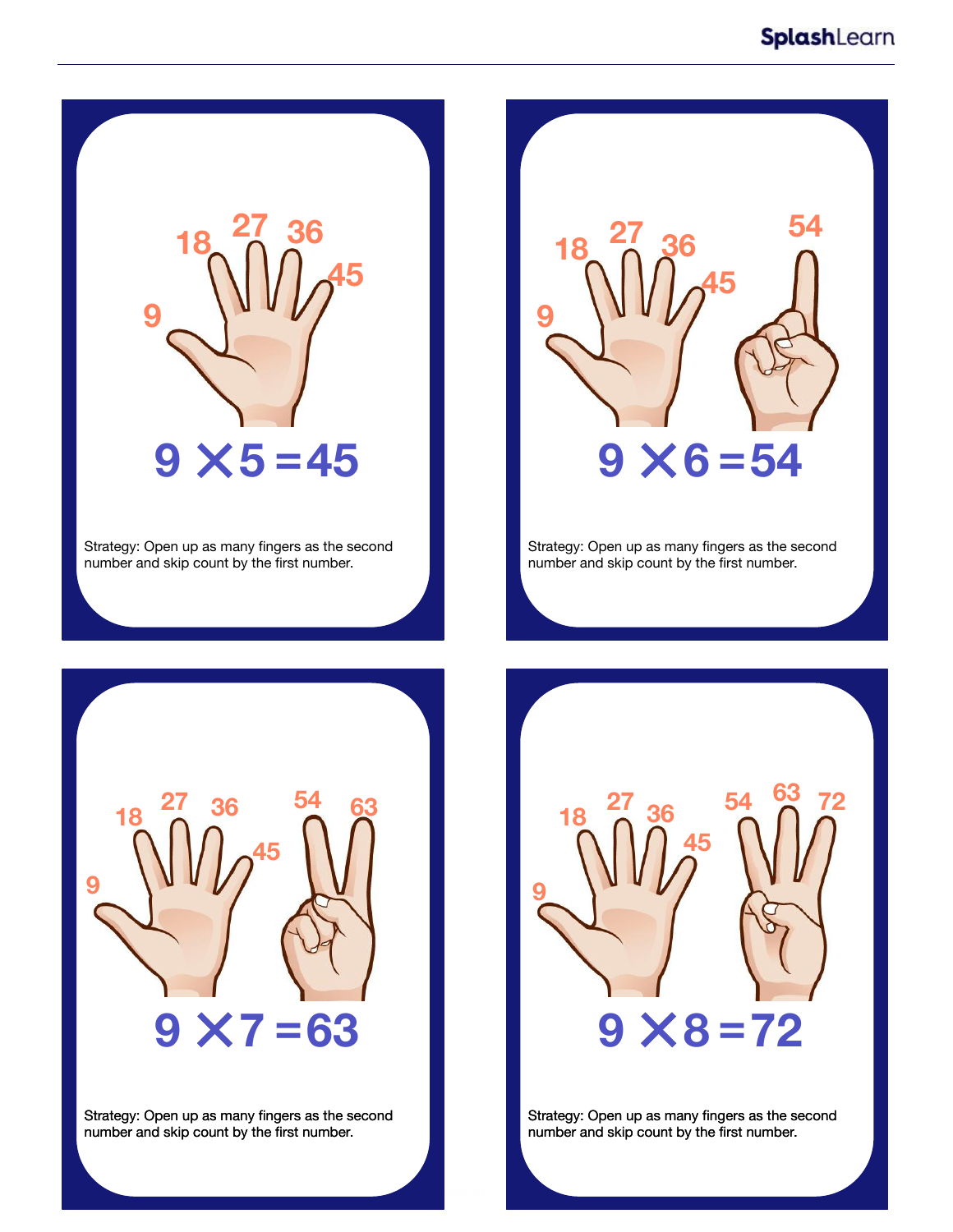9 × 5 = 45

Strategy: Open up as many fingers as the second number and skip count by the first number.

9 × 6 = 54

Strategy: Open up as many fingers as the second number and skip count by the first number.

9 × 7 = 63

Strategy: Open up as many fingers as the second number and skip count by the first number.

9 × 8 = 72

Strategy: Open up as many fingers as the second number and skip count by the first number.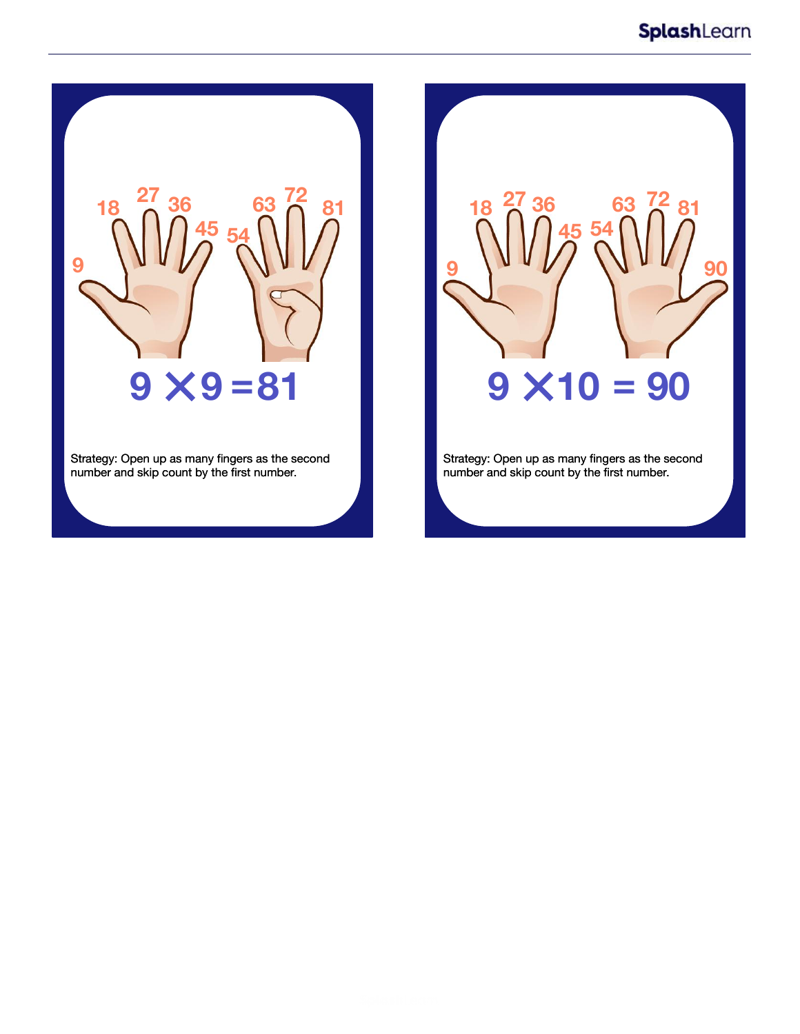9 18 27 36 45 54 63 72 81

$$9 \times 9 = 81$$

Strategy: Open up as many fingers as the second number and skip count by the first number.

9 18 27 36 45 54 63 72 81 90

$$9 \times 10 = 90$$

Strategy: Open up as many fingers as the second number and skip count by the first number.